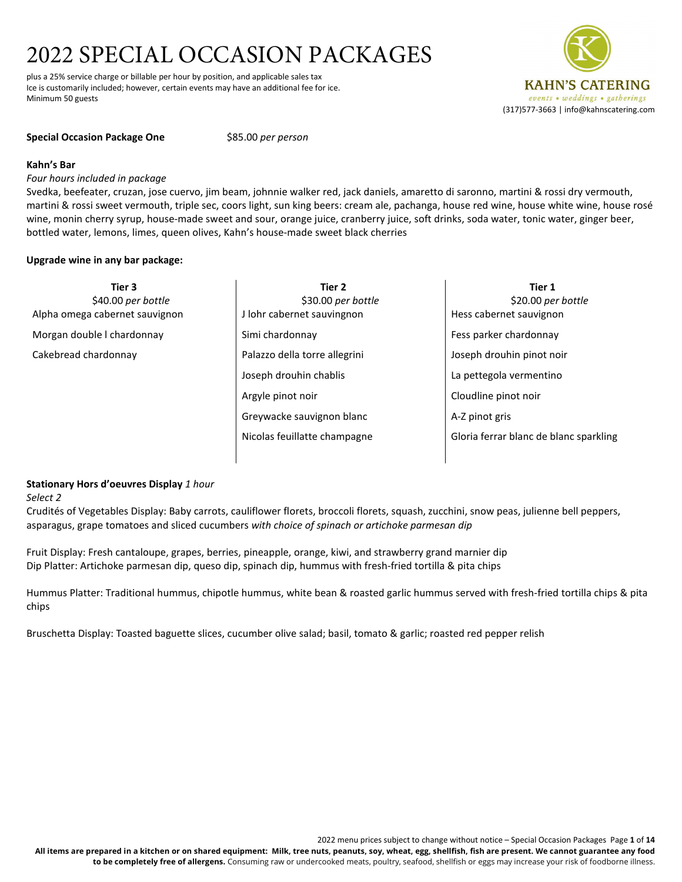# 2022 SPECIAL OCCASION PACKAGES

plus a 25% service charge or billable per hour by position, and applicable sales tax
Ice is customarily included; however, certain events may have an additional fee for ice.
Minimum 50 guests

**KAHN'S CATERING**
*events • weddings • gatherings*
(317)577-3663 | info@kahnscatering.com

**Special Occasion Package One** $85.00 *per person*

**Kahn's Bar**

*Four hours included in package*

Svedka, beefeater, cruzan, jose cuervo, jim beam, johnnie walker red, jack daniels, amaretto di saronno, martini & rossi dry vermouth, martini & rossi sweet vermouth, triple sec, coors light, sun king beers: cream ale, pachanga, house red wine, house white wine, house rosé wine, monin cherry syrup, house-made sweet and sour, orange juice, cranberry juice, soft drinks, soda water, tonic water, ginger beer, bottled water, lemons, limes, queen olives, Kahn's house-made sweet black cherries

**Upgrade wine in any bar package:**

| **Tier 3** $40.00 *per bottle* | **Tier 2** $30.00 *per bottle* | **Tier 1** $20.00 *per bottle* |
|---|---|---|
| Alpha omega cabernet sauvignon | J lohr cabernet sauvingnon | Hess cabernet sauvignon |
| Morgan double l chardonnay | Simi chardonnay | Fess parker chardonnay |
| Cakebread chardonnay | Palazzo della torre allegrini | Joseph drouhin pinot noir |
| | Joseph drouhin chablis | La pettegola vermentino |
| | Argyle pinot noir | Cloudline pinot noir |
| | Greywacke sauvignon blanc | A-Z pinot gris |
| | Nicolas feuillatte champagne | Gloria ferrar blanc de blanc sparkling |

**Stationary Hors d'oeuvres Display** *1 hour*

*Select 2*

Crudités of Vegetables Display: Baby carrots, cauliflower florets, broccoli florets, squash, zucchini, snow peas, julienne bell peppers, asparagus, grape tomatoes and sliced cucumbers *with choice of spinach or artichoke parmesan dip*

Fruit Display: Fresh cantaloupe, grapes, berries, pineapple, orange, kiwi, and strawberry grand marnier dip

Dip Platter: Artichoke parmesan dip, queso dip, spinach dip, hummus with fresh-fried tortilla & pita chips

Hummus Platter: Traditional hummus, chipotle hummus, white bean & roasted garlic hummus served with fresh-fried tortilla chips & pita chips

Bruschetta Display: Toasted baguette slices, cucumber olive salad; basil, tomato & garlic; roasted red pepper relish

2022 menu prices subject to change without notice – Special Occasion Packages

**All items are prepared in a kitchen or on shared equipment: Milk, tree nuts, peanuts, soy, wheat, egg, shellfish, fish are present. We cannot guarantee any food to be completely free of allergens.** Consuming raw or undercooked meats, poultry, seafood, shellfish or eggs may increase your risk of foodborne illness.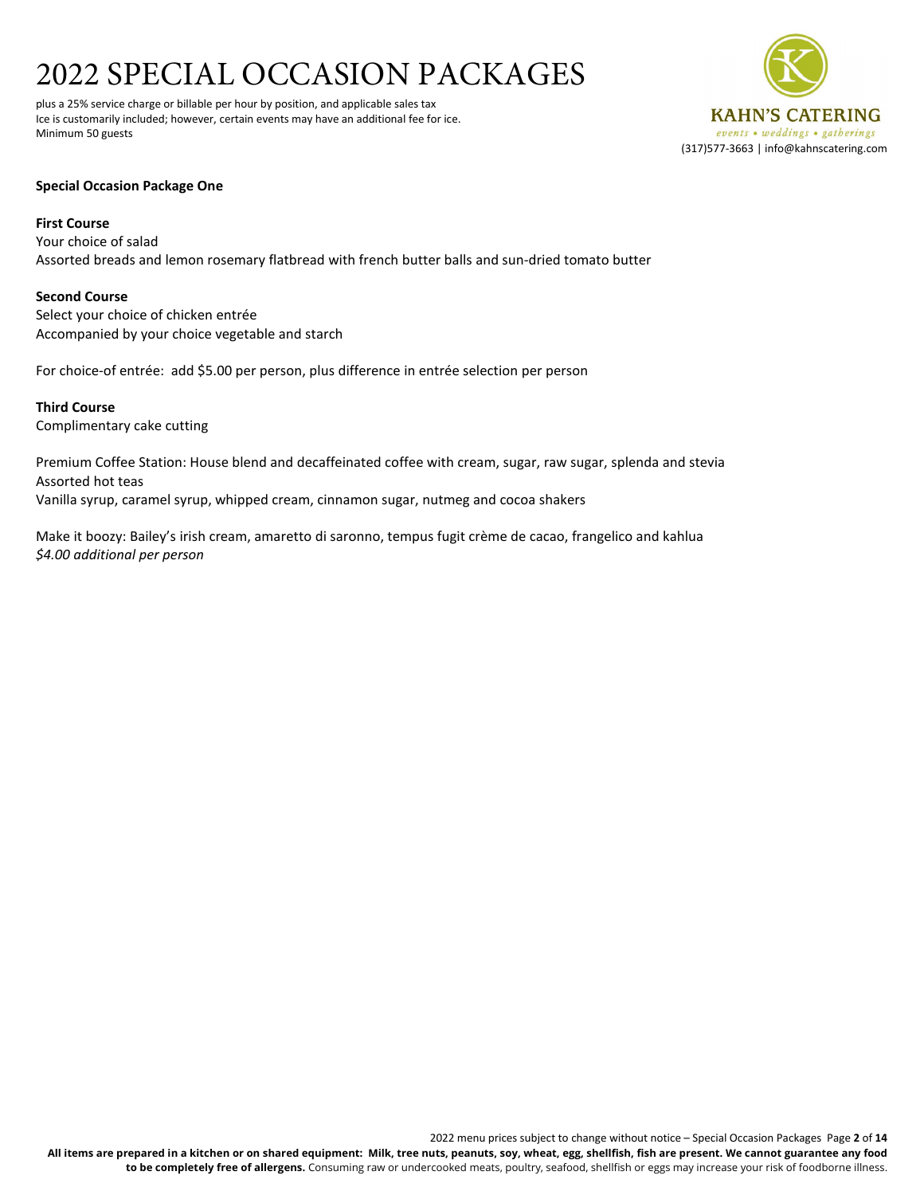# 2022 SPECIAL OCCASION PACKAGES

plus a 25% service charge or billable per hour by position, and applicable sales tax
Ice is customarily included; however, certain events may have an additional fee for ice.
Minimum 50 guests

KAHN'S CATERING
events • weddings • gatherings
(317)577-3663 | info@kahnscatering.com

**Special Occasion Package One**

**First Course**
Your choice of salad
Assorted breads and lemon rosemary flatbread with french butter balls and sun-dried tomato butter

**Second Course**
Select your choice of chicken entrée
Accompanied by your choice vegetable and starch

For choice-of entrée: add $5.00 per person, plus difference in entrée selection per person

**Third Course**
Complimentary cake cutting

Premium Coffee Station: House blend and decaffeinated coffee with cream, sugar, raw sugar, splenda and stevia
Assorted hot teas
Vanilla syrup, caramel syrup, whipped cream, cinnamon sugar, nutmeg and cocoa shakers

Make it boozy: Bailey's irish cream, amaretto di saronno, tempus fugit crème de cacao, frangelico and kahlua
*$4.00 additional per person*

2022 menu prices subject to change without notice – Special Occasion Packages

**All items are prepared in a kitchen or on shared equipment: Milk, tree nuts, peanuts, soy, wheat, egg, shellfish, fish are present. We cannot guarantee any food to be completely free of allergens.** Consuming raw or undercooked meats, poultry, seafood, shellfish or eggs may increase your risk of foodborne illness.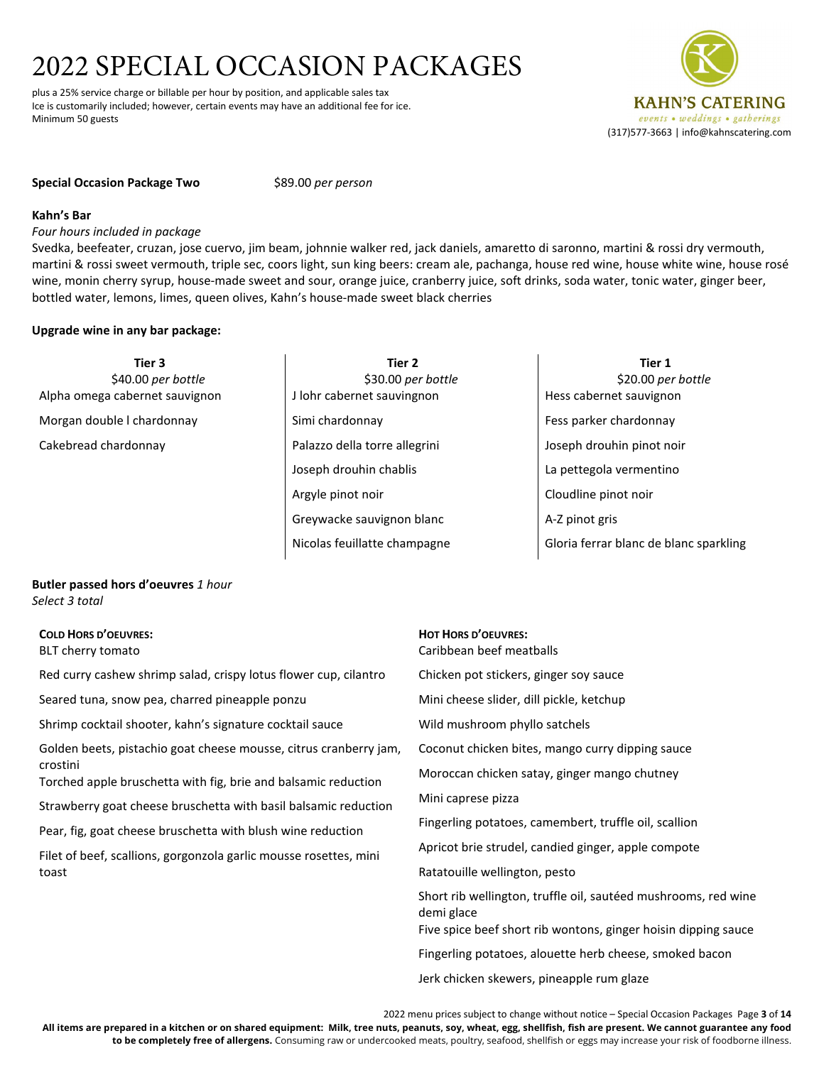# 2022 SPECIAL OCCASION PACKAGES

plus a 25% service charge or billable per hour by position, and applicable sales tax
Ice is customarily included; however, certain events may have an additional fee for ice.
Minimum 50 guests

KAHN'S CATERING
*events • weddings • gatherings*
(317)577-3663 | info@kahnscatering.com

**Special Occasion Package Two** $89.00 *per person*

**Kahn's Bar**
*Four hours included in package*
Svedka, beefeater, cruzan, jose cuervo, jim beam, johnnie walker red, jack daniels, amaretto di saronno, martini & rossi dry vermouth, martini & rossi sweet vermouth, triple sec, coors light, sun king beers: cream ale, pachanga, house red wine, house white wine, house rosé wine, monin cherry syrup, house-made sweet and sour, orange juice, cranberry juice, soft drinks, soda water, tonic water, ginger beer, bottled water, lemons, limes, queen olives, Kahn's house-made sweet black cherries

**Upgrade wine in any bar package:**

| Tier 3<br>$40.00 *per bottle* | Tier 2<br>$30.00 *per bottle* | Tier 1<br>$20.00 *per bottle* |
|---|---|---|
| Alpha omega cabernet sauvignon | J lohr cabernet sauvingnon | Hess cabernet sauvignon |
| Morgan double l chardonnay | Simi chardonnay | Fess parker chardonnay |
| Cakebread chardonnay | Palazzo della torre allegrini | Joseph drouhin pinot noir |
| | Joseph drouhin chablis | La pettegola vermentino |
| | Argyle pinot noir | Cloudline pinot noir |
| | Greywacke sauvignon blanc | A-Z pinot gris |
| | Nicolas feuillatte champagne | Gloria ferrar blanc de blanc sparkling |

**Butler passed hors d'oeuvres** *1 hour*
*Select 3 total*

**COLD HORS D'OEUVRES:**

- BLT cherry tomato
- Red curry cashew shrimp salad, crispy lotus flower cup, cilantro
- Seared tuna, snow pea, charred pineapple ponzu
- Shrimp cocktail shooter, kahn's signature cocktail sauce
- Golden beets, pistachio goat cheese mousse, citrus cranberry jam, crostini
- Torched apple bruschetta with fig, brie and balsamic reduction
- Strawberry goat cheese bruschetta with basil balsamic reduction
- Pear, fig, goat cheese bruschetta with blush wine reduction
- Filet of beef, scallions, gorgonzola garlic mousse rosettes, mini toast

**HOT HORS D'OEUVRES:**

- Caribbean beef meatballs
- Chicken pot stickers, ginger soy sauce
- Mini cheese slider, dill pickle, ketchup
- Wild mushroom phyllo satchels
- Coconut chicken bites, mango curry dipping sauce
- Moroccan chicken satay, ginger mango chutney
- Mini caprese pizza
- Fingerling potatoes, camembert, truffle oil, scallion
- Apricot brie strudel, candied ginger, apple compote
- Ratatouille wellington, pesto
- Short rib wellington, truffle oil, sautéed mushrooms, red wine demi glace
- Five spice beef short rib wontons, ginger hoisin dipping sauce
- Fingerling potatoes, alouette herb cheese, smoked bacon
- Jerk chicken skewers, pineapple rum glaze

2022 menu prices subject to change without notice – Special Occasion Packages

**All items are prepared in a kitchen or on shared equipment: Milk, tree nuts, peanuts, soy, wheat, egg, shellfish, fish are present. We cannot guarantee any food to be completely free of allergens.** Consuming raw or undercooked meats, poultry, seafood, shellfish or eggs may increase your risk of foodborne illness.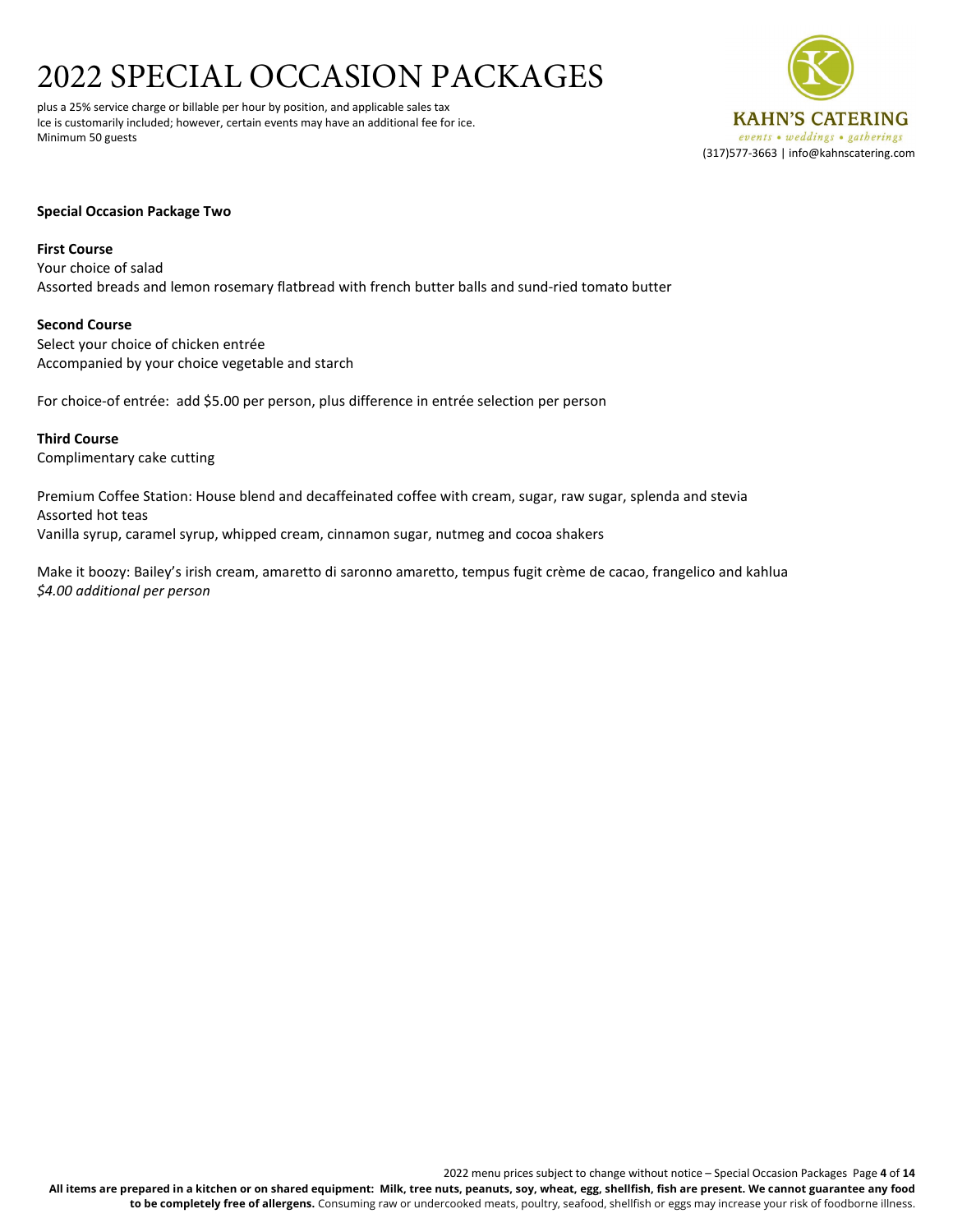# 2022 SPECIAL OCCASION PACKAGES

plus a 25% service charge or billable per hour by position, and applicable sales tax
Ice is customarily included; however, certain events may have an additional fee for ice.
Minimum 50 guests

KAHN'S CATERING
events • weddings • gatherings
(317)577-3663 | info@kahnscatering.com

**Special Occasion Package Two**

**First Course**
Your choice of salad
Assorted breads and lemon rosemary flatbread with french butter balls and sund-ried tomato butter

**Second Course**
Select your choice of chicken entrée
Accompanied by your choice vegetable and starch

For choice-of entrée: add $5.00 per person, plus difference in entrée selection per person

**Third Course**
Complimentary cake cutting

Premium Coffee Station: House blend and decaffeinated coffee with cream, sugar, raw sugar, splenda and stevia
Assorted hot teas
Vanilla syrup, caramel syrup, whipped cream, cinnamon sugar, nutmeg and cocoa shakers

Make it boozy: Bailey's irish cream, amaretto di saronno amaretto, tempus fugit crème de cacao, frangelico and kahlua
*$4.00 additional per person*

2022 menu prices subject to change without notice – Special Occasion Packages

**All items are prepared in a kitchen or on shared equipment: Milk, tree nuts, peanuts, soy, wheat, egg, shellfish, fish are present. We cannot guarantee any food to be completely free of allergens.** Consuming raw or undercooked meats, poultry, seafood, shellfish or eggs may increase your risk of foodborne illness.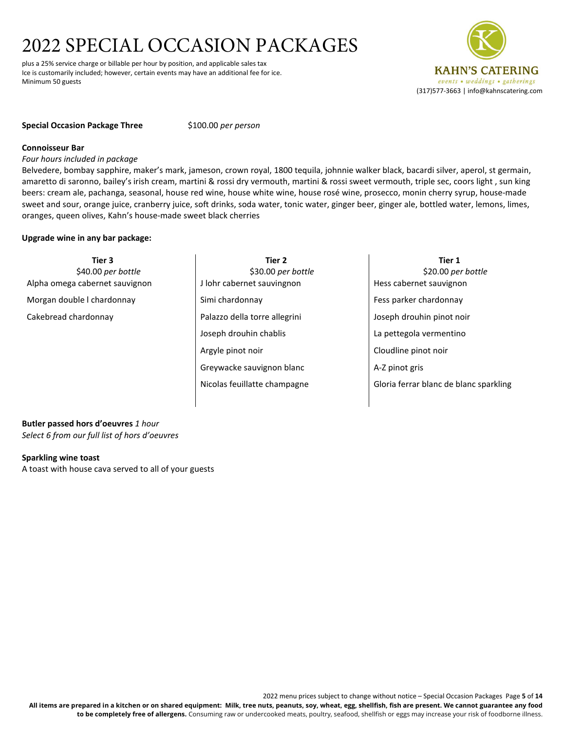# 2022 SPECIAL OCCASION PACKAGES

plus a 25% service charge or billable per hour by position, and applicable sales tax
Ice is customarily included; however, certain events may have an additional fee for ice.
Minimum 50 guests

KAHN'S CATERING
events • weddings • gatherings
(317)577-3663 | info@kahnscatering.com

**Special Occasion Package Three** $100.00 *per person*

**Connoisseur Bar**
*Four hours included in package*
Belvedere, bombay sapphire, maker's mark, jameson, crown royal, 1800 tequila, johnnie walker black, bacardi silver, aperol, st germain, amaretto di saronno, bailey's irish cream, martini & rossi dry vermouth, martini & rossi sweet vermouth, triple sec, coors light , sun king beers: cream ale, pachanga, seasonal, house red wine, house white wine, house rosé wine, prosecco, monin cherry syrup, house-made sweet and sour, orange juice, cranberry juice, soft drinks, soda water, tonic water, ginger beer, ginger ale, bottled water, lemons, limes, oranges, queen olives, Kahn's house-made sweet black cherries

**Upgrade wine in any bar package:**

| **Tier 3** $40.00 *per bottle* | **Tier 2** $30.00 *per bottle* | **Tier 1** $20.00 *per bottle* |
|---|---|---|
| Alpha omega cabernet sauvignon | J lohr cabernet sauvingnon | Hess cabernet sauvignon |
| Morgan double l chardonnay | Simi chardonnay | Fess parker chardonnay |
| Cakebread chardonnay | Palazzo della torre allegrini | Joseph drouhin pinot noir |
| | Joseph drouhin chablis | La pettegola vermentino |
| | Argyle pinot noir | Cloudline pinot noir |
| | Greywacke sauvignon blanc | A-Z pinot gris |
| | Nicolas feuillatte champagne | Gloria ferrar blanc de blanc sparkling |

**Butler passed hors d'oeuvres** *1 hour*
*Select 6 from our full list of hors d'oeuvres*

**Sparkling wine toast**
A toast with house cava served to all of your guests

2022 menu prices subject to change without notice – Special Occasion Packages

**All items are prepared in a kitchen or on shared equipment: Milk, tree nuts, peanuts, soy, wheat, egg, shellfish, fish are present. We cannot guarantee any food to be completely free of allergens.** Consuming raw or undercooked meats, poultry, seafood, shellfish or eggs may increase your risk of foodborne illness.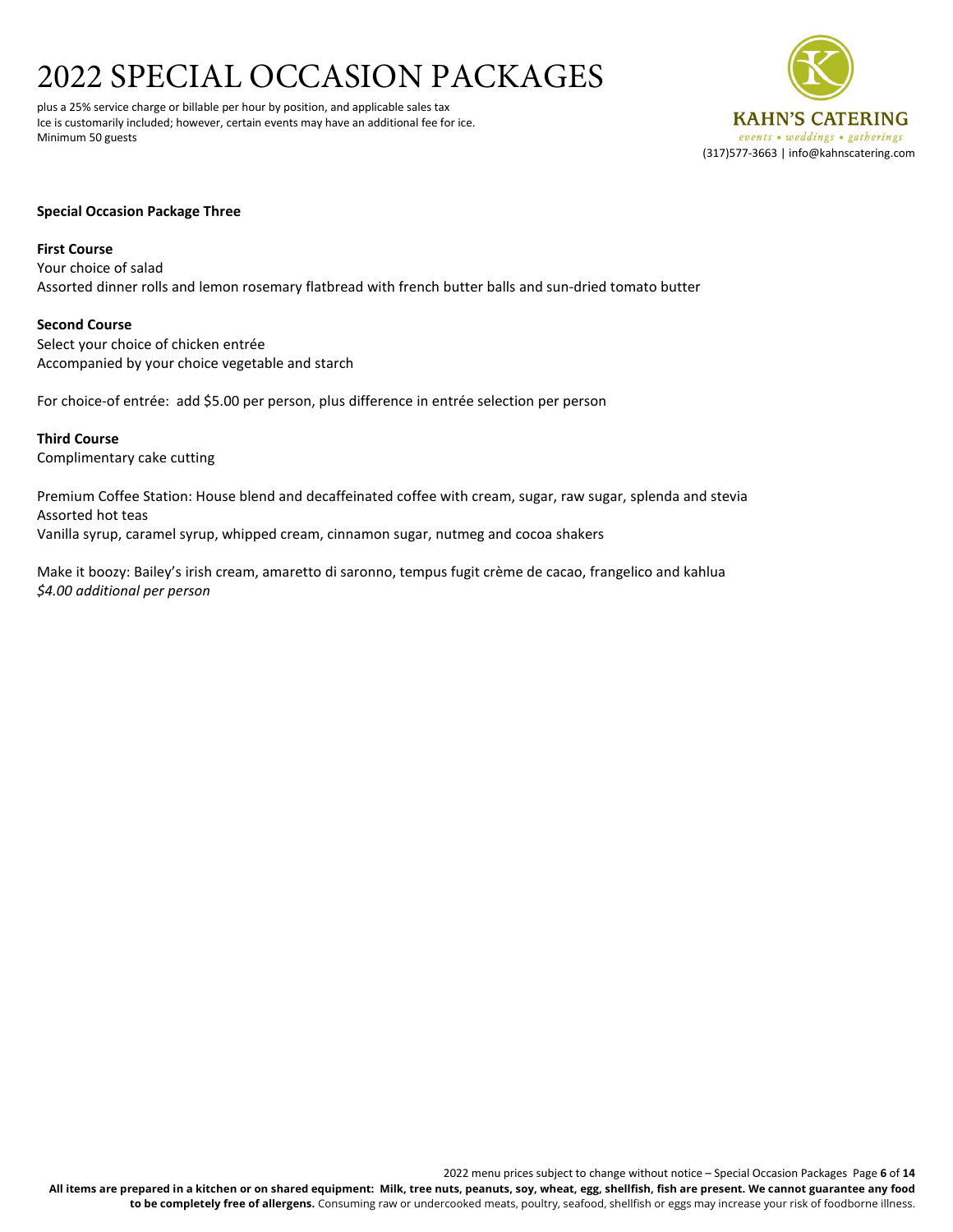# 2022 SPECIAL OCCASION PACKAGES

plus a 25% service charge or billable per hour by position, and applicable sales tax
Ice is customarily included; however, certain events may have an additional fee for ice.
Minimum 50 guests

**KAHN'S CATERING**
*events • weddings • gatherings*
(317)577-3663 | info@kahnscatering.com

**Special Occasion Package Three**

**First Course**
Your choice of salad
Assorted dinner rolls and lemon rosemary flatbread with french butter balls and sun-dried tomato butter

**Second Course**
Select your choice of chicken entrée
Accompanied by your choice vegetable and starch

For choice-of entrée: add $5.00 per person, plus difference in entrée selection per person

**Third Course**
Complimentary cake cutting

Premium Coffee Station: House blend and decaffeinated coffee with cream, sugar, raw sugar, splenda and stevia
Assorted hot teas
Vanilla syrup, caramel syrup, whipped cream, cinnamon sugar, nutmeg and cocoa shakers

Make it boozy: Bailey's irish cream, amaretto di saronno, tempus fugit crème de cacao, frangelico and kahlua
*$4.00 additional per person*

2022 menu prices subject to change without notice – Special Occasion Packages

**All items are prepared in a kitchen or on shared equipment: Milk, tree nuts, peanuts, soy, wheat, egg, shellfish, fish are present. We cannot guarantee any food to be completely free of allergens.** Consuming raw or undercooked meats, poultry, seafood, shellfish or eggs may increase your risk of foodborne illness.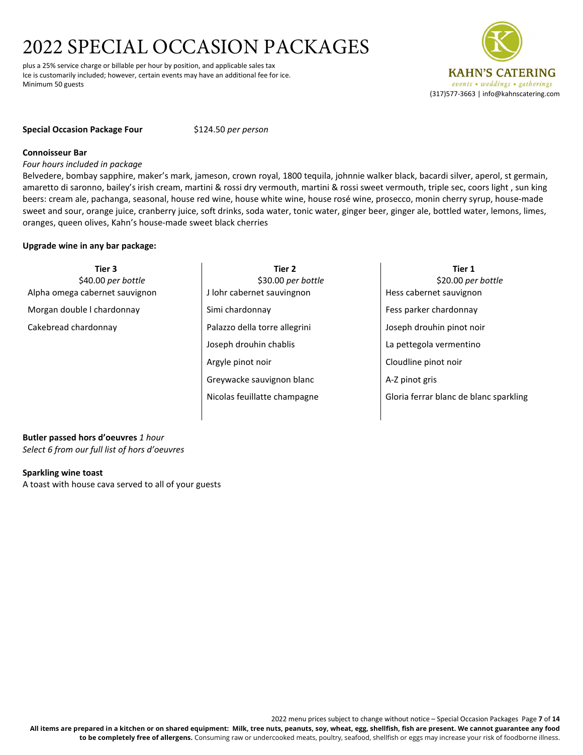# 2022 SPECIAL OCCASION PACKAGES

plus a 25% service charge or billable per hour by position, and applicable sales tax
Ice is customarily included; however, certain events may have an additional fee for ice.
Minimum 50 guests

KAHN'S CATERING
*events • weddings • gatherings*
(317)577-3663 | info@kahnscatering.com

**Special Occasion Package Four** $124.50 *per person*

**Connoisseur Bar**
*Four hours included in package*
Belvedere, bombay sapphire, maker's mark, jameson, crown royal, 1800 tequila, johnnie walker black, bacardi silver, aperol, st germain, amaretto di saronno, bailey's irish cream, martini & rossi dry vermouth, martini & rossi sweet vermouth, triple sec, coors light , sun king beers: cream ale, pachanga, seasonal, house red wine, house white wine, house rosé wine, prosecco, monin cherry syrup, house-made sweet and sour, orange juice, cranberry juice, soft drinks, soda water, tonic water, ginger beer, ginger ale, bottled water, lemons, limes, oranges, queen olives, Kahn's house-made sweet black cherries

**Upgrade wine in any bar package:**

| **Tier 3**<br>$40.00 *per bottle* | **Tier 2**<br>$30.00 *per bottle* | **Tier 1**<br>$20.00 *per bottle* |
|---|---|---|
| Alpha omega cabernet sauvignon | J lohr cabernet sauvingnon | Hess cabernet sauvignon |
| Morgan double l chardonnay | Simi chardonnay | Fess parker chardonnay |
| Cakebread chardonnay | Palazzo della torre allegrini | Joseph drouhin pinot noir |
| | Joseph drouhin chablis | La pettegola vermentino |
| | Argyle pinot noir | Cloudline pinot noir |
| | Greywacke sauvignon blanc | A-Z pinot gris |
| | Nicolas feuillatte champagne | Gloria ferrar blanc de blanc sparkling |

**Butler passed hors d'oeuvres** *1 hour*
*Select 6 from our full list of hors d'oeuvres*

**Sparkling wine toast**
A toast with house cava served to all of your guests

2022 menu prices subject to change without notice – Special Occasion Packages

**All items are prepared in a kitchen or on shared equipment: Milk, tree nuts, peanuts, soy, wheat, egg, shellfish, fish are present. We cannot guarantee any food to be completely free of allergens.** Consuming raw or undercooked meats, poultry, seafood, shellfish or eggs may increase your risk of foodborne illness.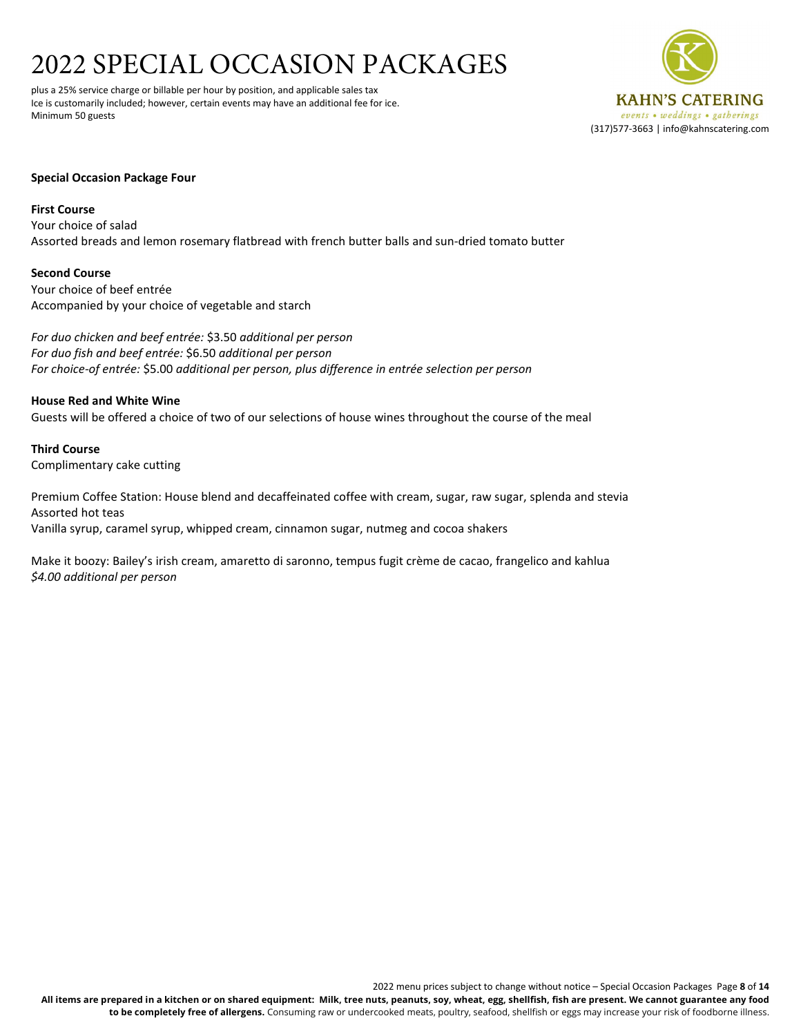# 2022 SPECIAL OCCASION PACKAGES

plus a 25% service charge or billable per hour by position, and applicable sales tax
Ice is customarily included; however, certain events may have an additional fee for ice.
Minimum 50 guests

KAHN'S CATERING
events • weddings • gatherings
(317)577-3663 | info@kahnscatering.com

**Special Occasion Package Four**

**First Course**
Your choice of salad
Assorted breads and lemon rosemary flatbread with french butter balls and sun-dried tomato butter

**Second Course**
Your choice of beef entrée
Accompanied by your choice of vegetable and starch

*For duo chicken and beef entrée:* $3.50 *additional per person*
*For duo fish and beef entrée:* $6.50 *additional per person*
*For choice-of entrée:* $5.00 *additional per person, plus difference in entrée selection per person*

**House Red and White Wine**
Guests will be offered a choice of two of our selections of house wines throughout the course of the meal

**Third Course**
Complimentary cake cutting

Premium Coffee Station: House blend and decaffeinated coffee with cream, sugar, raw sugar, splenda and stevia
Assorted hot teas
Vanilla syrup, caramel syrup, whipped cream, cinnamon sugar, nutmeg and cocoa shakers

Make it boozy: Bailey's irish cream, amaretto di saronno, tempus fugit crème de cacao, frangelico and kahlua
*$4.00 additional per person*

2022 menu prices subject to change without notice – Special Occasion Packages

**All items are prepared in a kitchen or on shared equipment: Milk, tree nuts, peanuts, soy, wheat, egg, shellfish, fish are present. We cannot guarantee any food to be completely free of allergens.** Consuming raw or undercooked meats, poultry, seafood, shellfish or eggs may increase your risk of foodborne illness.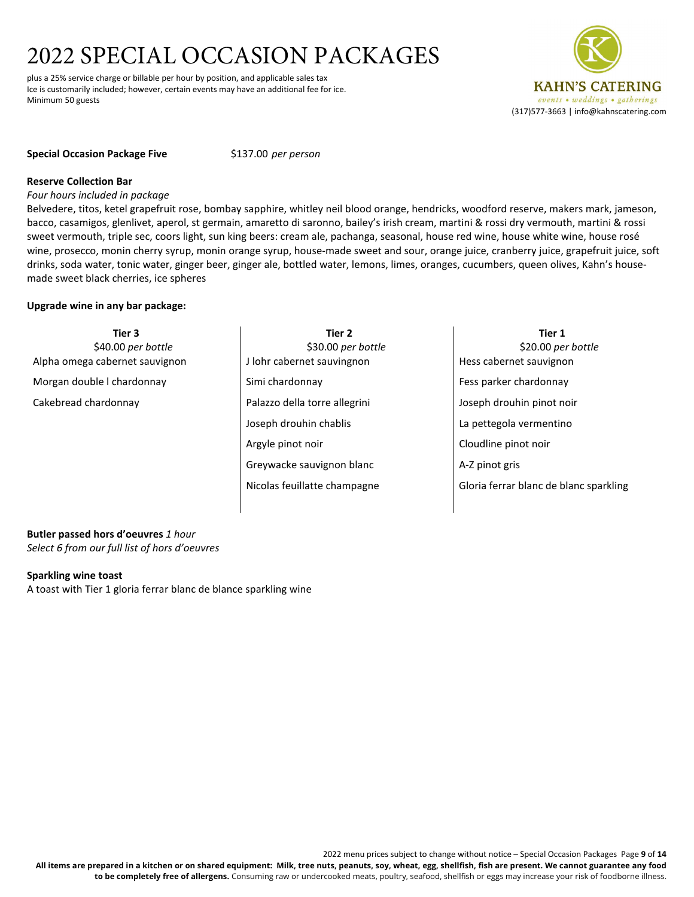# 2022 SPECIAL OCCASION PACKAGES

plus a 25% service charge or billable per hour by position, and applicable sales tax
Ice is customarily included; however, certain events may have an additional fee for ice.
Minimum 50 guests

**KAHN'S CATERING**
*events • weddings • gatherings*
(317)577-3663 | info@kahnscatering.com

**Special Occasion Package Five** $137.00 *per person*

**Reserve Collection Bar**
*Four hours included in package*
Belvedere, titos, ketel grapefruit rose, bombay sapphire, whitley neil blood orange, hendricks, woodford reserve, makers mark, jameson, bacco, casamigos, glenlivet, aperol, st germain, amaretto di saronno, bailey's irish cream, martini & rossi dry vermouth, martini & rossi sweet vermouth, triple sec, coors light, sun king beers: cream ale, pachanga, seasonal, house red wine, house white wine, house rosé wine, prosecco, monin cherry syrup, monin orange syrup, house-made sweet and sour, orange juice, cranberry juice, grapefruit juice, soft drinks, soda water, tonic water, ginger beer, ginger ale, bottled water, lemons, limes, oranges, cucumbers, queen olives, Kahn's house-made sweet black cherries, ice spheres

**Upgrade wine in any bar package:**

| **Tier 3**<br>$40.00 *per bottle* | **Tier 2**<br>$30.00 *per bottle* | **Tier 1**<br>$20.00 *per bottle* |
|---|---|---|
| Alpha omega cabernet sauvignon | J lohr cabernet sauvingnon | Hess cabernet sauvignon |
| Morgan double l chardonnay | Simi chardonnay | Fess parker chardonnay |
| Cakebread chardonnay | Palazzo della torre allegrini | Joseph drouhin pinot noir |
| | Joseph drouhin chablis | La pettegola vermentino |
| | Argyle pinot noir | Cloudline pinot noir |
| | Greywacke sauvignon blanc | A-Z pinot gris |
| | Nicolas feuillatte champagne | Gloria ferrar blanc de blanc sparkling |

**Butler passed hors d'oeuvres** *1 hour*
*Select 6 from our full list of hors d'oeuvres*

**Sparkling wine toast**
A toast with Tier 1 gloria ferrar blanc de blance sparkling wine

2022 menu prices subject to change without notice – Special Occasion Packages

**All items are prepared in a kitchen or on shared equipment: Milk, tree nuts, peanuts, soy, wheat, egg, shellfish, fish are present. We cannot guarantee any food to be completely free of allergens.** Consuming raw or undercooked meats, poultry, seafood, shellfish or eggs may increase your risk of foodborne illness.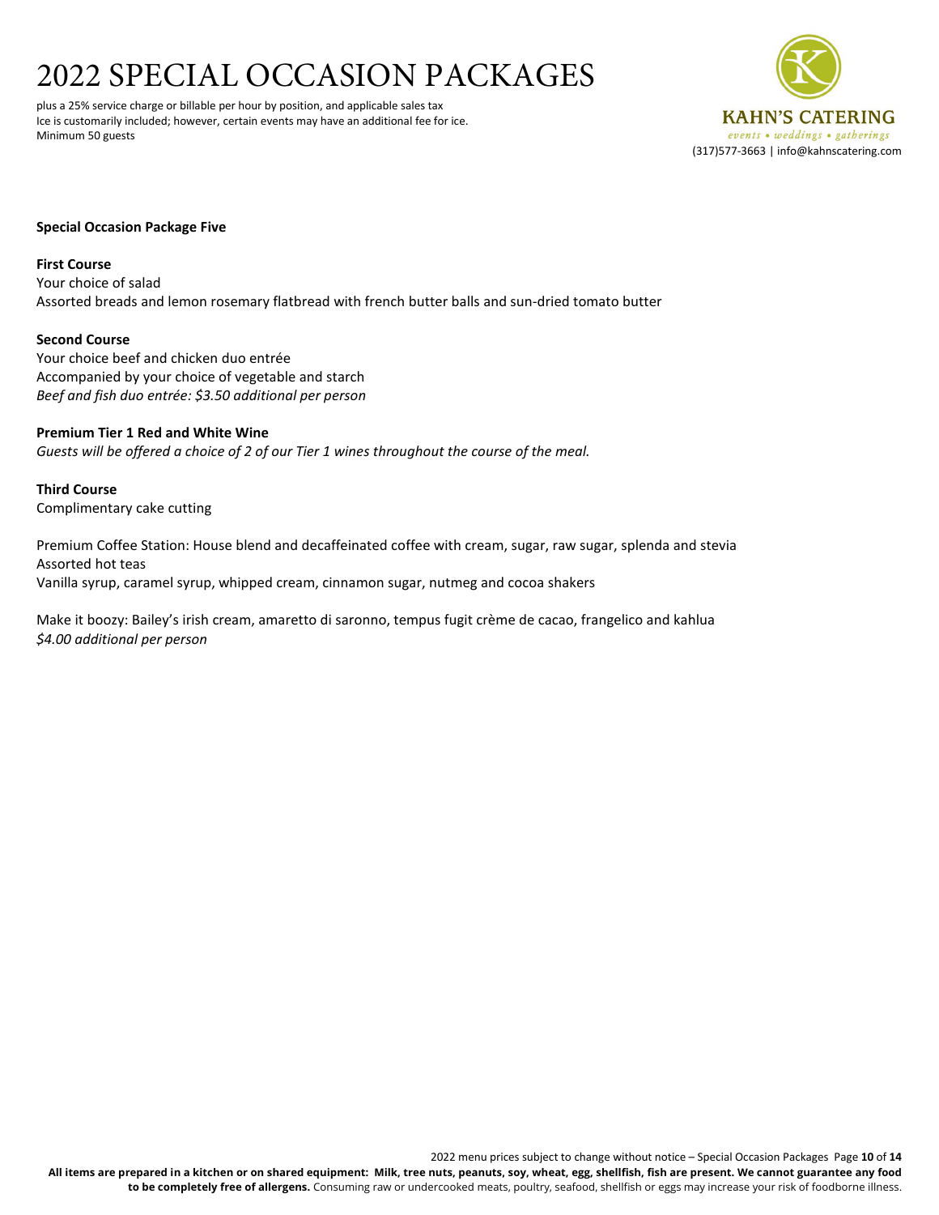# 2022 SPECIAL OCCASION PACKAGES

plus a 25% service charge or billable per hour by position, and applicable sales tax
Ice is customarily included; however, certain events may have an additional fee for ice.
Minimum 50 guests

**KAHN'S CATERING**
*events • weddings • gatherings*
(317)577-3663 | info@kahnscatering.com

**Special Occasion Package Five**

**First Course**
Your choice of salad
Assorted breads and lemon rosemary flatbread with french butter balls and sun-dried tomato butter

**Second Course**
Your choice beef and chicken duo entrée
Accompanied by your choice of vegetable and starch
*Beef and fish duo entrée: $3.50 additional per person*

**Premium Tier 1 Red and White Wine**
*Guests will be offered a choice of 2 of our Tier 1 wines throughout the course of the meal.*

**Third Course**
Complimentary cake cutting

Premium Coffee Station: House blend and decaffeinated coffee with cream, sugar, raw sugar, splenda and stevia
Assorted hot teas
Vanilla syrup, caramel syrup, whipped cream, cinnamon sugar, nutmeg and cocoa shakers

Make it boozy: Bailey's irish cream, amaretto di saronno, tempus fugit crème de cacao, frangelico and kahlua
*$4.00 additional per person*

2022 menu prices subject to change without notice – Special Occasion Packages

**All items are prepared in a kitchen or on shared equipment: Milk, tree nuts, peanuts, soy, wheat, egg, shellfish, fish are present. We cannot guarantee any food to be completely free of allergens.** Consuming raw or undercooked meats, poultry, seafood, shellfish or eggs may increase your risk of foodborne illness.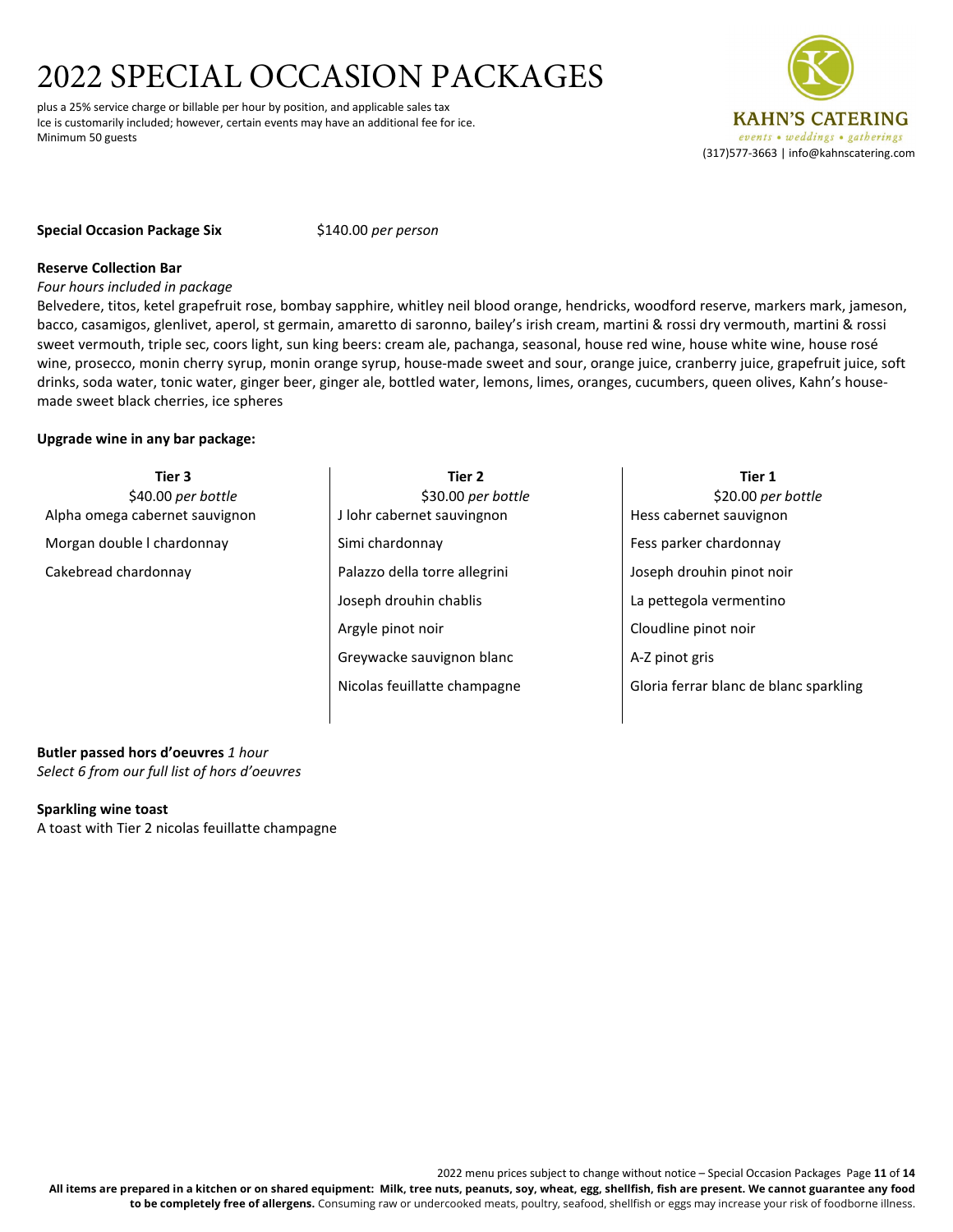# 2022 SPECIAL OCCASION PACKAGES

plus a 25% service charge or billable per hour by position, and applicable sales tax
Ice is customarily included; however, certain events may have an additional fee for ice.
Minimum 50 guests

KAHN'S CATERING
*events • weddings • gatherings*
(317)577-3663 | info@kahnscatering.com

**Special Occasion Package Six** $140.00 *per person*

**Reserve Collection Bar**
*Four hours included in package*
Belvedere, titos, ketel grapefruit rose, bombay sapphire, whitley neil blood orange, hendricks, woodford reserve, markers mark, jameson, bacco, casamigos, glenlivet, aperol, st germain, amaretto di saronno, bailey's irish cream, martini & rossi dry vermouth, martini & rossi sweet vermouth, triple sec, coors light, sun king beers: cream ale, pachanga, seasonal, house red wine, house white wine, house rosé wine, prosecco, monin cherry syrup, monin orange syrup, house-made sweet and sour, orange juice, cranberry juice, grapefruit juice, soft drinks, soda water, tonic water, ginger beer, ginger ale, bottled water, lemons, limes, oranges, cucumbers, queen olives, Kahn's house-made sweet black cherries, ice spheres

**Upgrade wine in any bar package:**

| **Tier 3** $40.00 *per bottle* | **Tier 2** $30.00 *per bottle* | **Tier 1** $20.00 *per bottle* |
|---|---|---|
| Alpha omega cabernet sauvignon | J lohr cabernet sauvingnon | Hess cabernet sauvignon |
| Morgan double l chardonnay | Simi chardonnay | Fess parker chardonnay |
| Cakebread chardonnay | Palazzo della torre allegrini | Joseph drouhin pinot noir |
| | Joseph drouhin chablis | La pettegola vermentino |
| | Argyle pinot noir | Cloudline pinot noir |
| | Greywacke sauvignon blanc | A-Z pinot gris |
| | Nicolas feuillatte champagne | Gloria ferrar blanc de blanc sparkling |

**Butler passed hors d'oeuvres** *1 hour*
*Select 6 from our full list of hors d'oeuvres*

**Sparkling wine toast**
A toast with Tier 2 nicolas feuillatte champagne

2022 menu prices subject to change without notice – Special Occasion Packages

**All items are prepared in a kitchen or on shared equipment: Milk, tree nuts, peanuts, soy, wheat, egg, shellfish, fish are present. We cannot guarantee any food to be completely free of allergens.** Consuming raw or undercooked meats, poultry, seafood, shellfish or eggs may increase your risk of foodborne illness.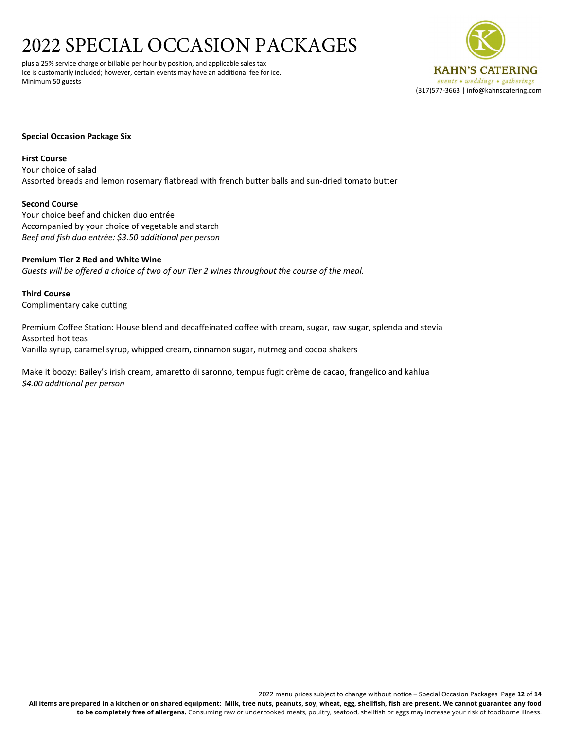# 2022 SPECIAL OCCASION PACKAGES

plus a 25% service charge or billable per hour by position, and applicable sales tax
Ice is customarily included; however, certain events may have an additional fee for ice.
Minimum 50 guests

**KAHN'S CATERING**
*events • weddings • gatherings*
(317)577-3663 | info@kahnscatering.com

**Special Occasion Package Six**

**First Course**
Your choice of salad
Assorted breads and lemon rosemary flatbread with french butter balls and sun-dried tomato butter

**Second Course**
Your choice beef and chicken duo entrée
Accompanied by your choice of vegetable and starch
*Beef and fish duo entrée: $3.50 additional per person*

**Premium Tier 2 Red and White Wine**
*Guests will be offered a choice of two of our Tier 2 wines throughout the course of the meal.*

**Third Course**
Complimentary cake cutting

Premium Coffee Station: House blend and decaffeinated coffee with cream, sugar, raw sugar, splenda and stevia
Assorted hot teas
Vanilla syrup, caramel syrup, whipped cream, cinnamon sugar, nutmeg and cocoa shakers

Make it boozy: Bailey's irish cream, amaretto di saronno, tempus fugit crème de cacao, frangelico and kahlua
*$4.00 additional per person*

2022 menu prices subject to change without notice – Special Occasion Packages

**All items are prepared in a kitchen or on shared equipment: Milk, tree nuts, peanuts, soy, wheat, egg, shellfish, fish are present. We cannot guarantee any food to be completely free of allergens.** Consuming raw or undercooked meats, poultry, seafood, shellfish or eggs may increase your risk of foodborne illness.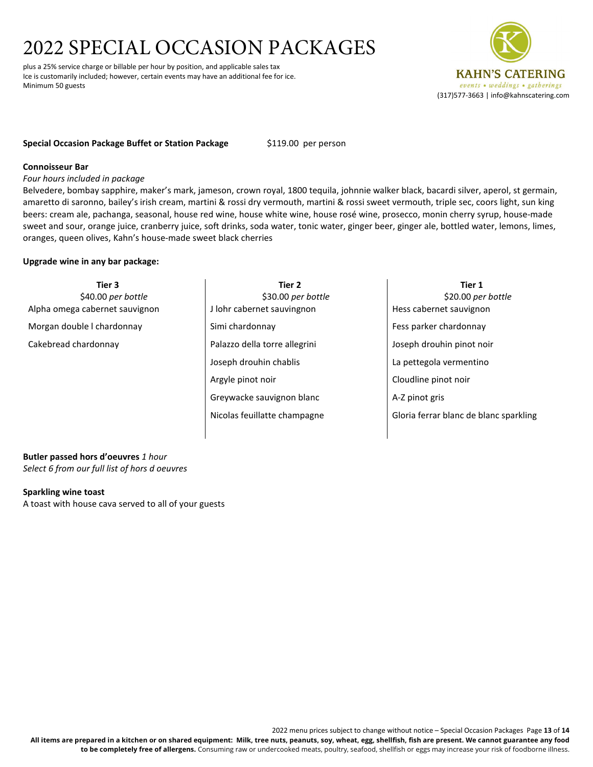# 2022 SPECIAL OCCASION PACKAGES

plus a 25% service charge or billable per hour by position, and applicable sales tax
Ice is customarily included; however, certain events may have an additional fee for ice.
Minimum 50 guests

KAHN'S CATERING
*events • weddings • gatherings*
(317)577-3663 | info@kahnscatering.com

**Special Occasion Package Buffet or Station Package** $119.00 per person

**Connoisseur Bar**
*Four hours included in package*
Belvedere, bombay sapphire, maker's mark, jameson, crown royal, 1800 tequila, johnnie walker black, bacardi silver, aperol, st germain, amaretto di saronno, bailey's irish cream, martini & rossi dry vermouth, martini & rossi sweet vermouth, triple sec, coors light, sun king beers: cream ale, pachanga, seasonal, house red wine, house white wine, house rosé wine, prosecco, monin cherry syrup, house-made sweet and sour, orange juice, cranberry juice, soft drinks, soda water, tonic water, ginger beer, ginger ale, bottled water, lemons, limes, oranges, queen olives, Kahn's house-made sweet black cherries

**Upgrade wine in any bar package:**

| **Tier 3**<br>$40.00 *per bottle* | **Tier 2**<br>$30.00 *per bottle* | **Tier 1**<br>$20.00 *per bottle* |
|---|---|---|
| Alpha omega cabernet sauvignon | J lohr cabernet sauvingnon | Hess cabernet sauvignon |
| Morgan double l chardonnay | Simi chardonnay | Fess parker chardonnay |
| Cakebread chardonnay | Palazzo della torre allegrini | Joseph drouhin pinot noir |
| | Joseph drouhin chablis | La pettegola vermentino |
| | Argyle pinot noir | Cloudline pinot noir |
| | Greywacke sauvignon blanc | A-Z pinot gris |
| | Nicolas feuillatte champagne | Gloria ferrar blanc de blanc sparkling |

**Butler passed hors d'oeuvres** *1 hour*
*Select 6 from our full list of hors d oeuvres*

**Sparkling wine toast**
A toast with house cava served to all of your guests

2022 menu prices subject to change without notice – Special Occasion Packages

**All items are prepared in a kitchen or on shared equipment: Milk, tree nuts, peanuts, soy, wheat, egg, shellfish, fish are present. We cannot guarantee any food to be completely free of allergens.** Consuming raw or undercooked meats, poultry, seafood, shellfish or eggs may increase your risk of foodborne illness.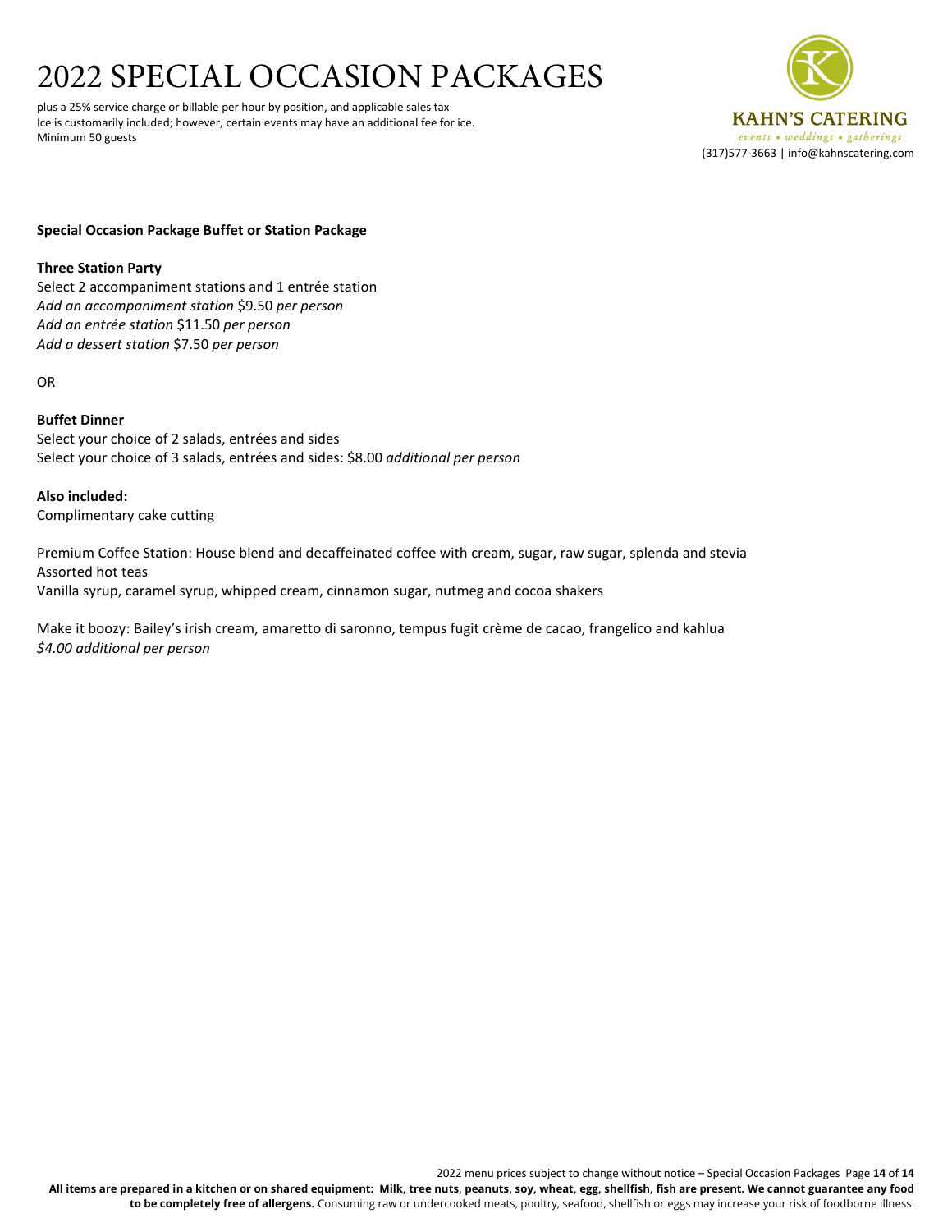# 2022 SPECIAL OCCASION PACKAGES

plus a 25% service charge or billable per hour by position, and applicable sales tax
Ice is customarily included; however, certain events may have an additional fee for ice.
Minimum 50 guests

KAHN'S CATERING
events • weddings • gatherings
(317)577-3663 | info@kahnscatering.com

**Special Occasion Package Buffet or Station Package**

**Three Station Party**
Select 2 accompaniment stations and 1 entrée station
*Add an accompaniment station* $9.50 *per person*
*Add an entrée station* $11.50 *per person*
*Add a dessert station* $7.50 *per person*

OR

**Buffet Dinner**
Select your choice of 2 salads, entrées and sides
Select your choice of 3 salads, entrées and sides: $8.00 *additional per person*

**Also included:**
Complimentary cake cutting

Premium Coffee Station: House blend and decaffeinated coffee with cream, sugar, raw sugar, splenda and stevia
Assorted hot teas
Vanilla syrup, caramel syrup, whipped cream, cinnamon sugar, nutmeg and cocoa shakers

Make it boozy: Bailey's irish cream, amaretto di saronno, tempus fugit crème de cacao, frangelico and kahlua
*$4.00 additional per person*

2022 menu prices subject to change without notice – Special Occasion Packages

**All items are prepared in a kitchen or on shared equipment: Milk, tree nuts, peanuts, soy, wheat, egg, shellfish, fish are present. We cannot guarantee any food to be completely free of allergens.** Consuming raw or undercooked meats, poultry, seafood, shellfish or eggs may increase your risk of foodborne illness.